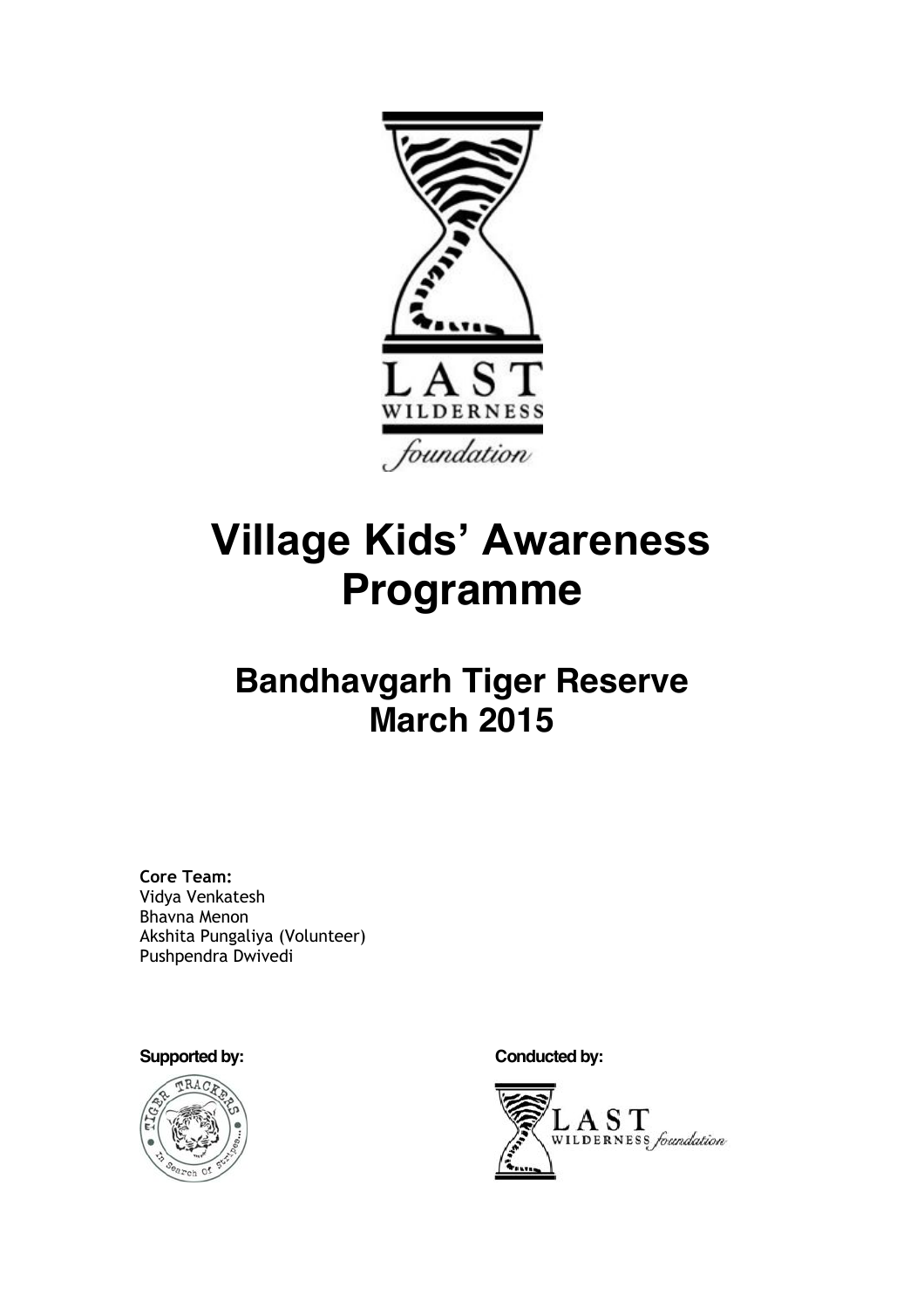# Village Kids' Awareness Programme

## Bandhavgarh Tiger Reserve
## March 2015

**Core Team:**
Vidya Venkatesh
Bhavna Menon
Akshita Pungaliya (Volunteer)
Pushpendra Dwivedi

**Supported by:**

**Conducted by:**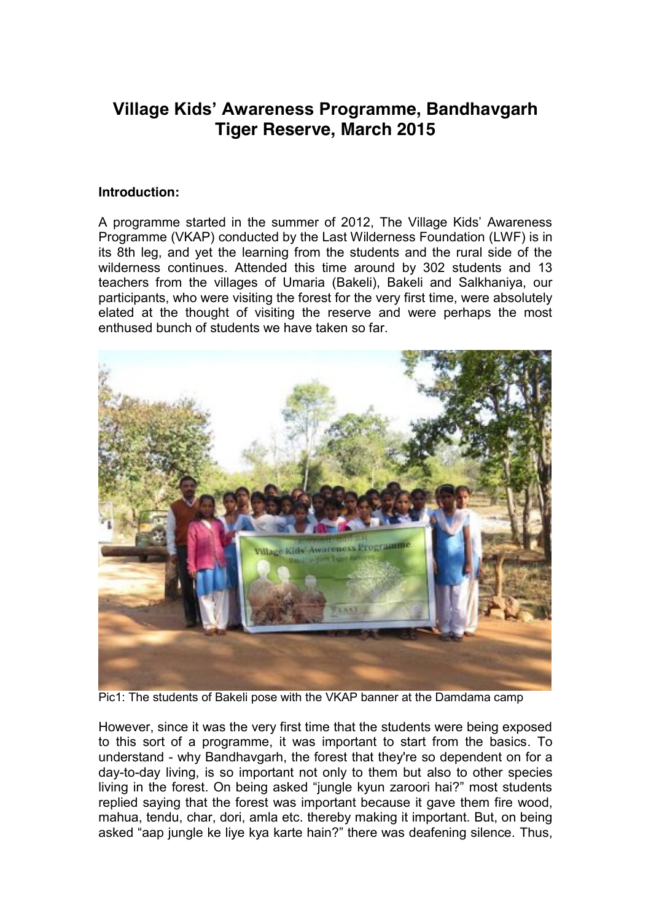# Village Kids' Awareness Programme, Bandhavgarh Tiger Reserve, March 2015

**Introduction:**

A programme started in the summer of 2012, The Village Kids' Awareness Programme (VKAP) conducted by the Last Wilderness Foundation (LWF) is in its 8th leg, and yet the learning from the students and the rural side of the wilderness continues. Attended this time around by 302 students and 13 teachers from the villages of Umaria (Bakeli), Bakeli and Salkhaniya, our participants, who were visiting the forest for the very first time, were absolutely elated at the thought of visiting the reserve and were perhaps the most enthused bunch of students we have taken so far.

Pic1: The students of Bakeli pose with the VKAP banner at the Damdama camp

However, since it was the very first time that the students were being exposed to this sort of a programme, it was important to start from the basics. To understand - why Bandhavgarh, the forest that they're so dependent on for a day-to-day living, is so important not only to them but also to other species living in the forest. On being asked "jungle kyun zaroori hai?" most students replied saying that the forest was important because it gave them fire wood, mahua, tendu, char, dori, amla etc. thereby making it important. But, on being asked "aap jungle ke liye kya karte hain?" there was deafening silence. Thus,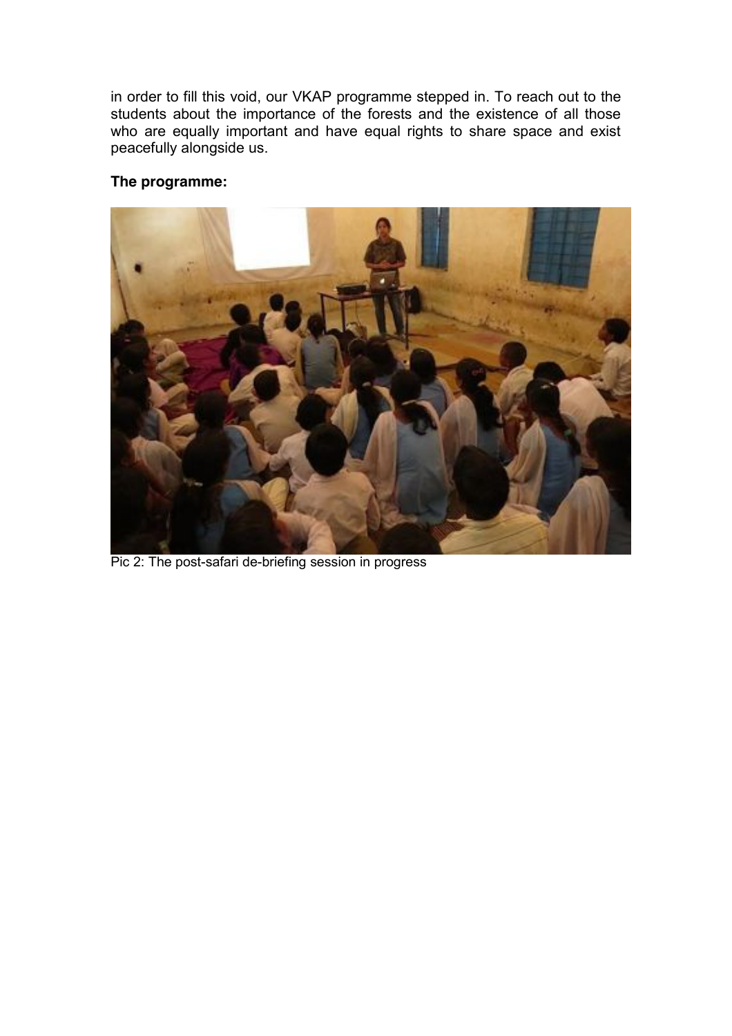in order to fill this void, our VKAP programme stepped in. To reach out to the students about the importance of the forests and the existence of all those who are equally important and have equal rights to share space and exist peacefully alongside us.

**The programme:**

Pic 2: The post-safari de-briefing session in progress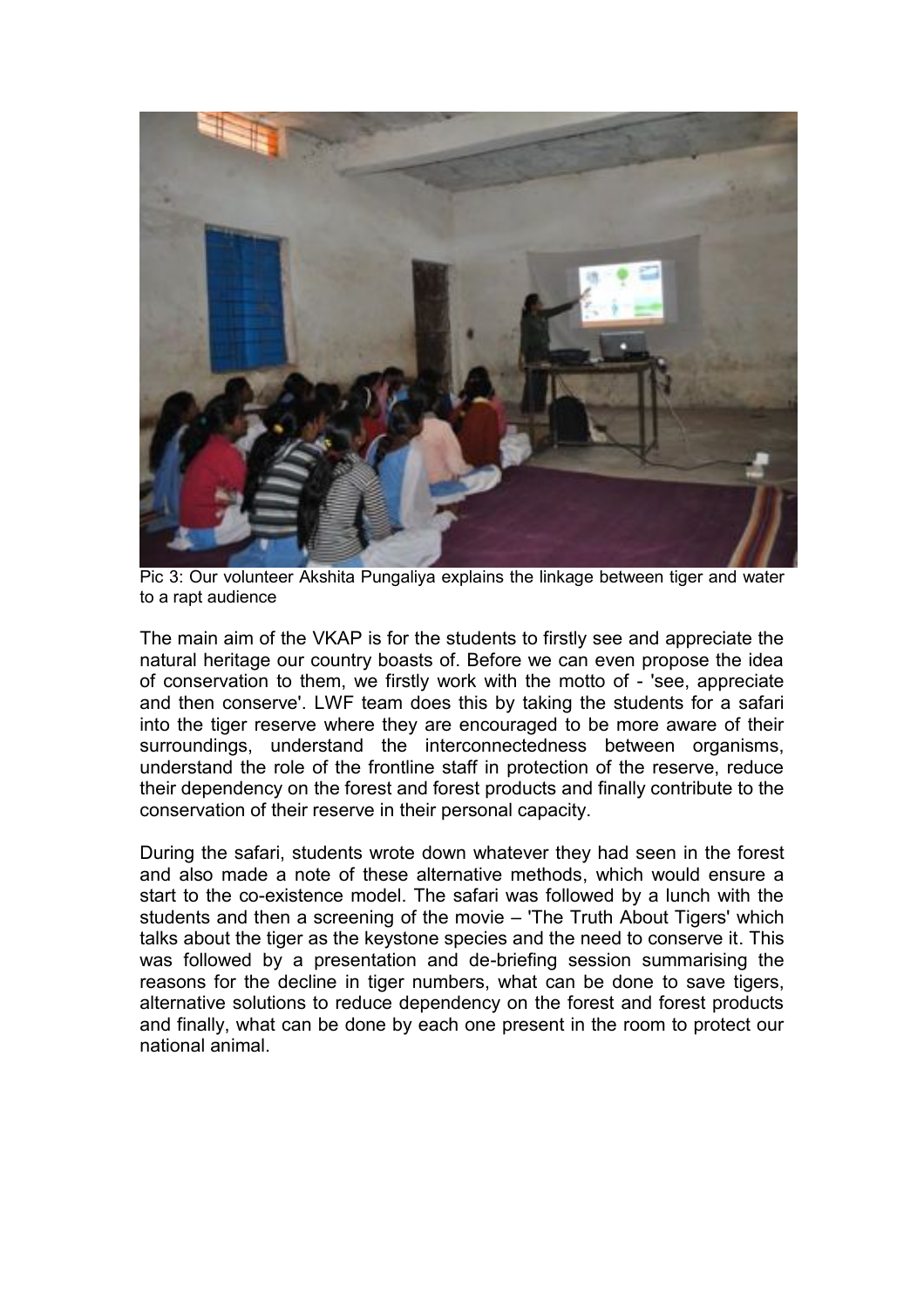Pic 3: Our volunteer Akshita Pungaliya explains the linkage between tiger and water to a rapt audience

The main aim of the VKAP is for the students to firstly see and appreciate the natural heritage our country boasts of. Before we can even propose the idea of conservation to them, we firstly work with the motto of - 'see, appreciate and then conserve'. LWF team does this by taking the students for a safari into the tiger reserve where they are encouraged to be more aware of their surroundings, understand the interconnectedness between organisms, understand the role of the frontline staff in protection of the reserve, reduce their dependency on the forest and forest products and finally contribute to the conservation of their reserve in their personal capacity.

During the safari, students wrote down whatever they had seen in the forest and also made a note of these alternative methods, which would ensure a start to the co-existence model. The safari was followed by a lunch with the students and then a screening of the movie – 'The Truth About Tigers' which talks about the tiger as the keystone species and the need to conserve it. This was followed by a presentation and de-briefing session summarising the reasons for the decline in tiger numbers, what can be done to save tigers, alternative solutions to reduce dependency on the forest and forest products and finally, what can be done by each one present in the room to protect our national animal.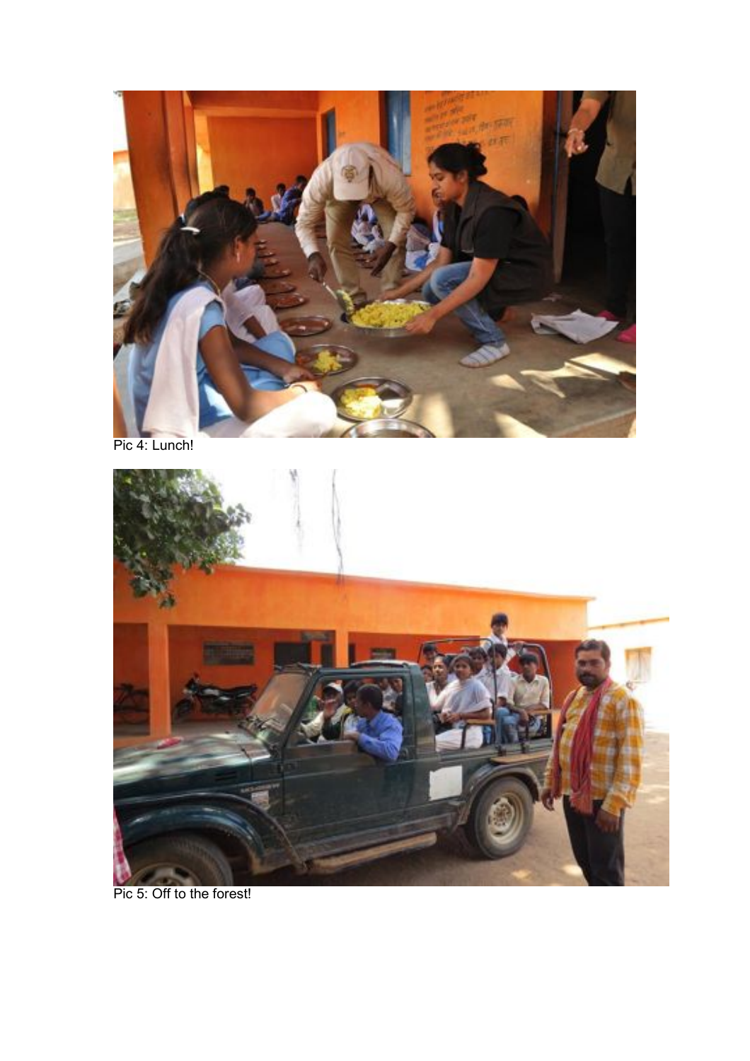Pic 4: Lunch!

Pic 5: Off to the forest!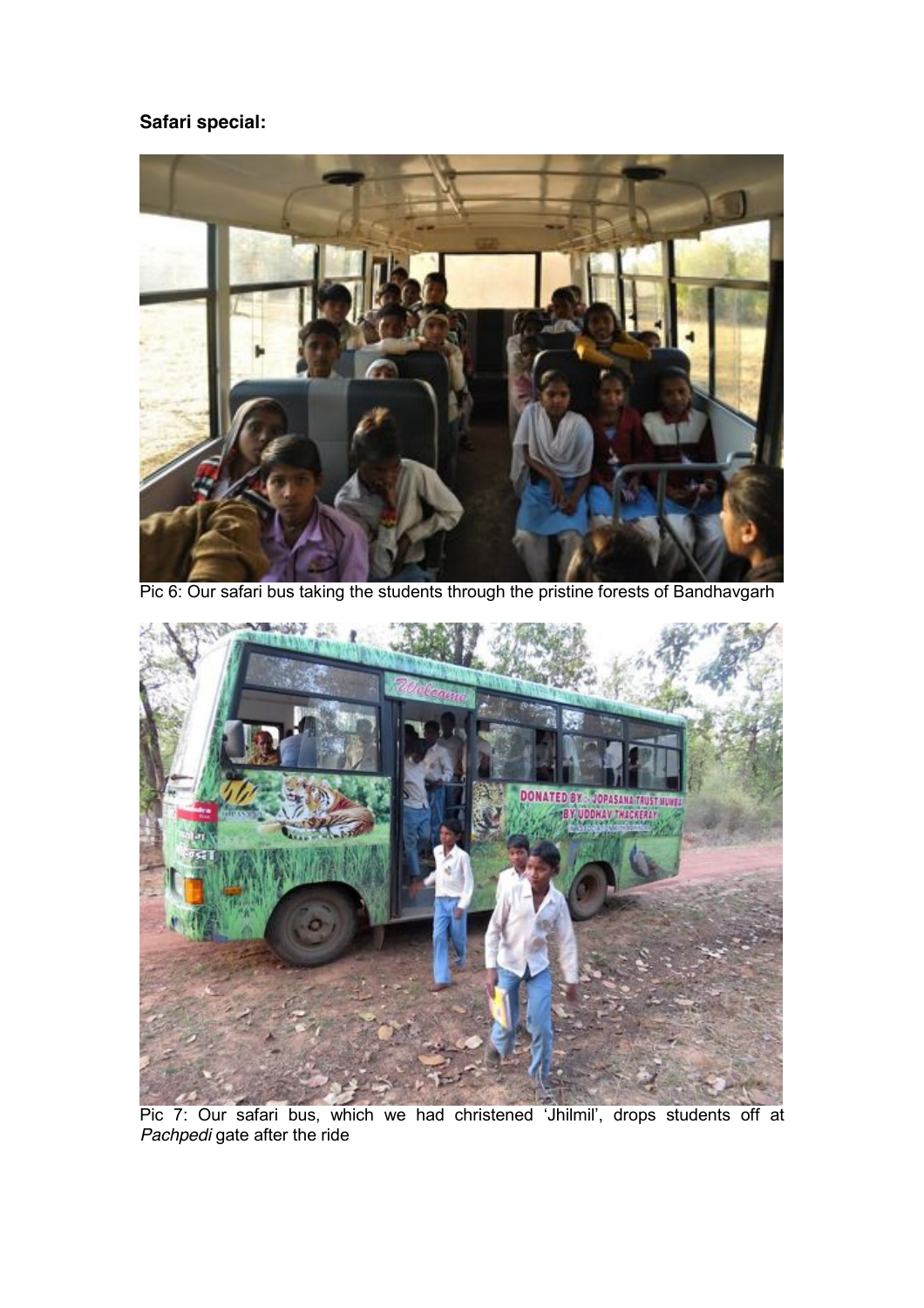**Safari special:**

Pic 6: Our safari bus taking the students through the pristine forests of Bandhavgarh

Pic 7: Our safari bus, which we had christened 'Jhilmil', drops students off at *Pachpedi* gate after the ride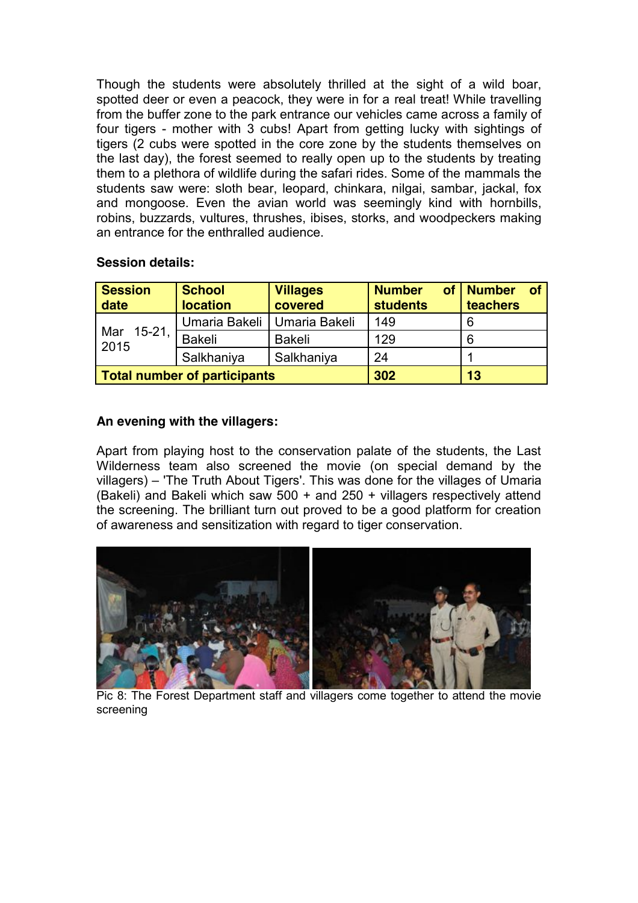Though the students were absolutely thrilled at the sight of a wild boar, spotted deer or even a peacock, they were in for a real treat! While travelling from the buffer zone to the park entrance our vehicles came across a family of four tigers - mother with 3 cubs! Apart from getting lucky with sightings of tigers (2 cubs were spotted in the core zone by the students themselves on the last day), the forest seemed to really open up to the students by treating them to a plethora of wildlife during the safari rides. Some of the mammals the students saw were: sloth bear, leopard, chinkara, nilgai, sambar, jackal, fox and mongoose. Even the avian world was seemingly kind with hornbills, robins, buzzards, vultures, thrushes, ibises, storks, and woodpeckers making an entrance for the enthralled audience.

**Session details:**

| **Session date** | **School location** | **Villages covered** | **Number of students** | **Number of teachers** |
|---|---|---|---|---|
| Mar 15-21, 2015 | Umaria Bakeli | Umaria Bakeli | 149 | 6 |
| | Bakeli | Bakeli | 129 | 6 |
| | Salkhaniya | Salkhaniya | 24 | 1 |
| **Total number of participants** | | | **302** | **13** |

**An evening with the villagers:**

Apart from playing host to the conservation palate of the students, the Last Wilderness team also screened the movie (on special demand by the villagers) – 'The Truth About Tigers'. This was done for the villages of Umaria (Bakeli) and Bakeli which saw 500 + and 250 + villagers respectively attend the screening. The brilliant turn out proved to be a good platform for creation of awareness and sensitization with regard to tiger conservation.

Pic 8: The Forest Department staff and villagers come together to attend the movie screening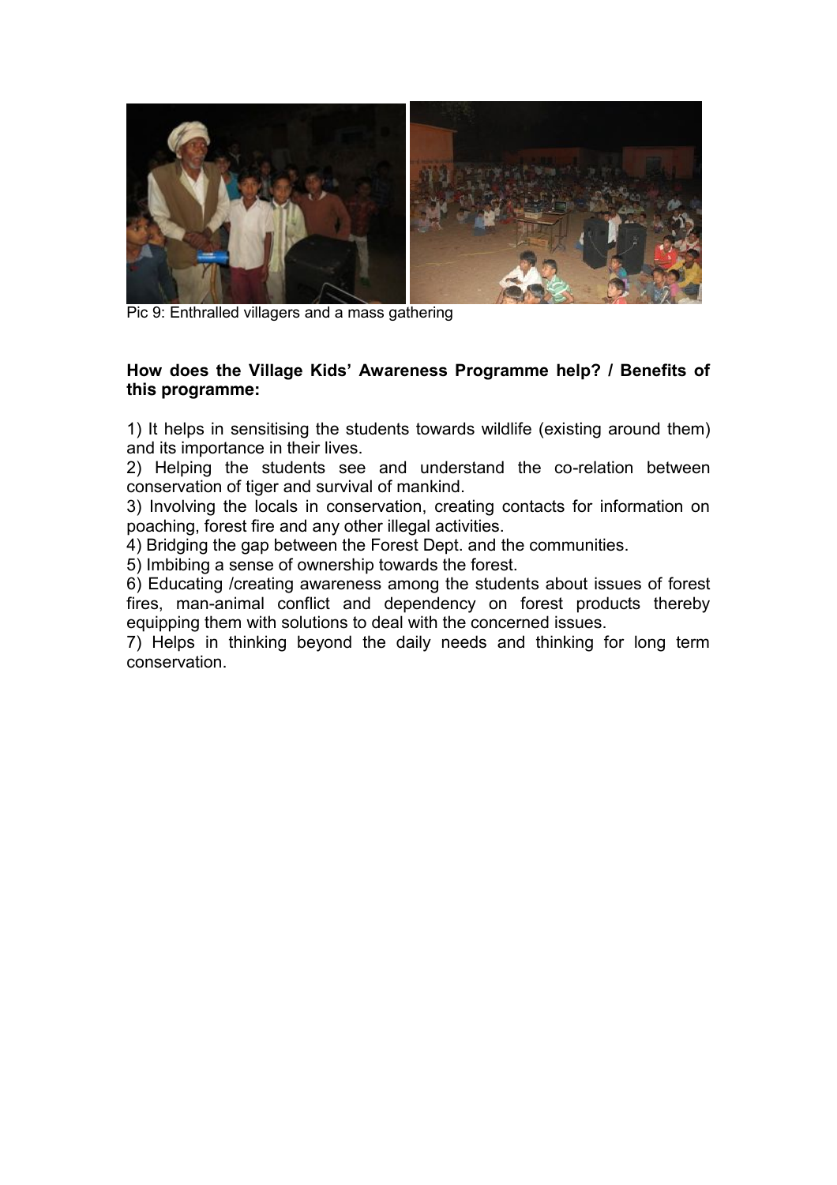Pic 9: Enthralled villagers and a mass gathering

**How does the Village Kids' Awareness Programme help? / Benefits of this programme:**

1) It helps in sensitising the students towards wildlife (existing around them) and its importance in their lives.
2) Helping the students see and understand the co-relation between conservation of tiger and survival of mankind.
3) Involving the locals in conservation, creating contacts for information on poaching, forest fire and any other illegal activities.
4) Bridging the gap between the Forest Dept. and the communities.
5) Imbibing a sense of ownership towards the forest.
6) Educating /creating awareness among the students about issues of forest fires, man-animal conflict and dependency on forest products thereby equipping them with solutions to deal with the concerned issues.
7) Helps in thinking beyond the daily needs and thinking for long term conservation.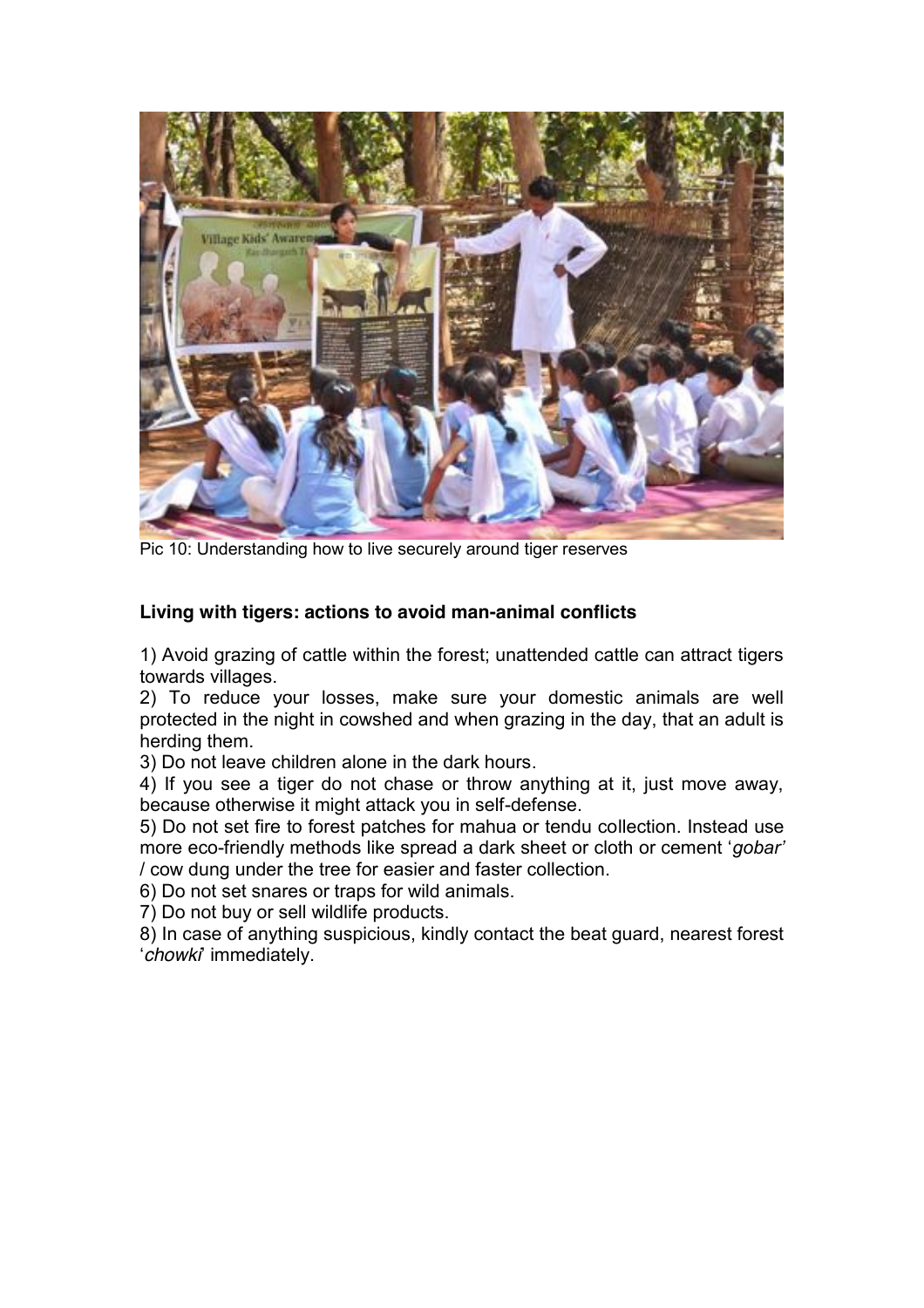Pic 10: Understanding how to live securely around tiger reserves

**Living with tigers: actions to avoid man-animal conflicts**

1) Avoid grazing of cattle within the forest; unattended cattle can attract tigers towards villages.
2) To reduce your losses, make sure your domestic animals are well protected in the night in cowshed and when grazing in the day, that an adult is herding them.
3) Do not leave children alone in the dark hours.
4) If you see a tiger do not chase or throw anything at it, just move away, because otherwise it might attack you in self-defense.
5) Do not set fire to forest patches for mahua or tendu collection. Instead use more eco-friendly methods like spread a dark sheet or cloth or cement '*gobar'* / cow dung under the tree for easier and faster collection.
6) Do not set snares or traps for wild animals.
7) Do not buy or sell wildlife products.
8) In case of anything suspicious, kindly contact the beat guard, nearest forest '*chowki*' immediately.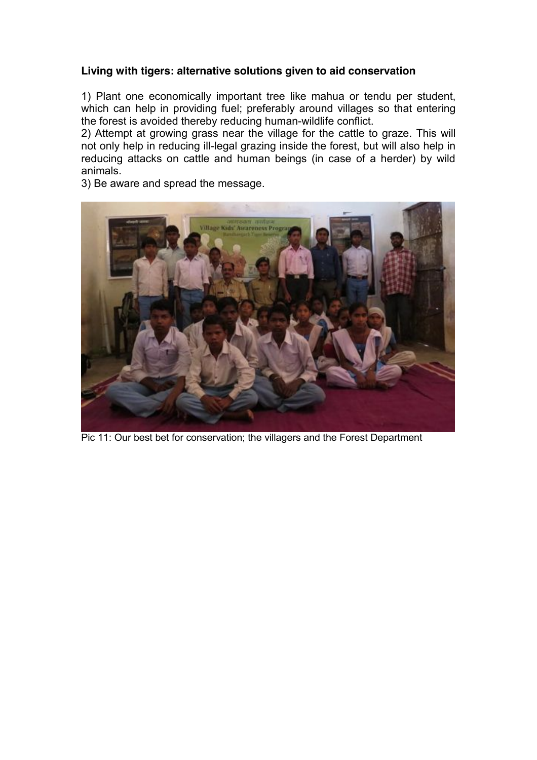**Living with tigers: alternative solutions given to aid conservation**

1) Plant one economically important tree like mahua or tendu per student, which can help in providing fuel; preferably around villages so that entering the forest is avoided thereby reducing human-wildlife conflict.
2) Attempt at growing grass near the village for the cattle to graze. This will not only help in reducing ill-legal grazing inside the forest, but will also help in reducing attacks on cattle and human beings (in case of a herder) by wild animals.
3) Be aware and spread the message.

Pic 11: Our best bet for conservation; the villagers and the Forest Department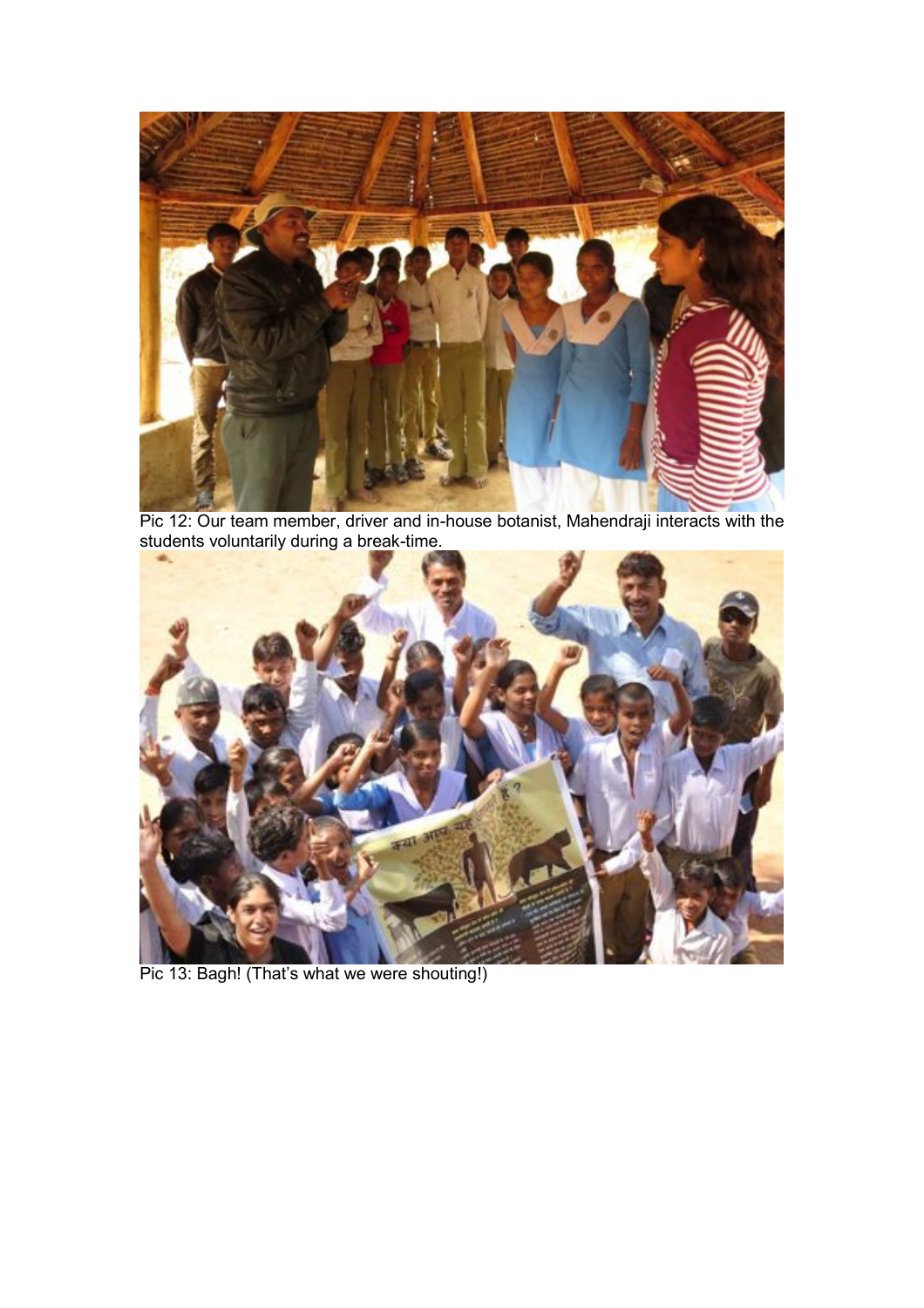Pic 12: Our team member, driver and in-house botanist, Mahendraji interacts with the students voluntarily during a break-time.

Pic 13: Bagh! (That's what we were shouting!)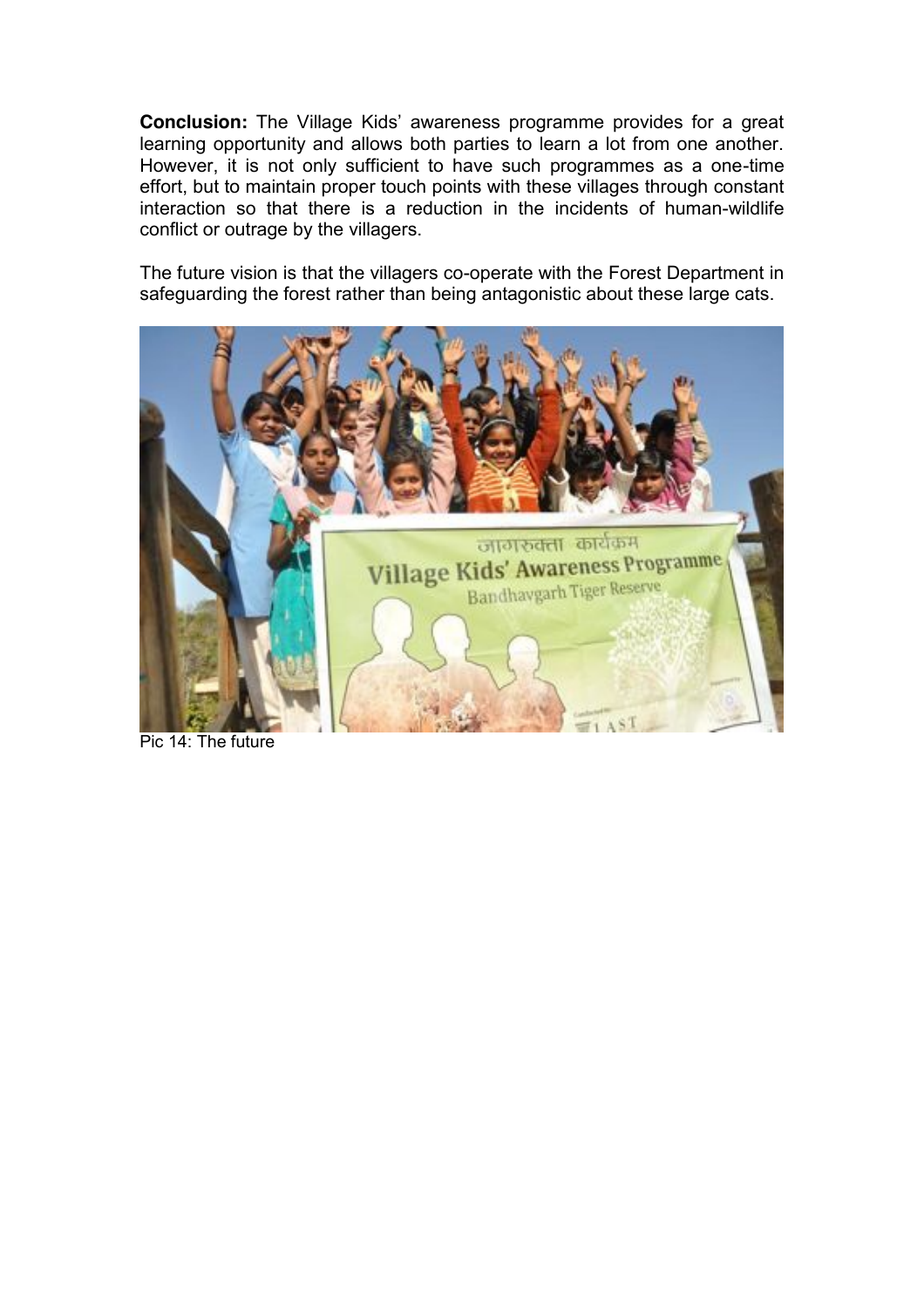**Conclusion:** The Village Kids' awareness programme provides for a great learning opportunity and allows both parties to learn a lot from one another. However, it is not only sufficient to have such programmes as a one-time effort, but to maintain proper touch points with these villages through constant interaction so that there is a reduction in the incidents of human-wildlife conflict or outrage by the villagers.

The future vision is that the villagers co-operate with the Forest Department in safeguarding the forest rather than being antagonistic about these large cats.

Pic 14: The future